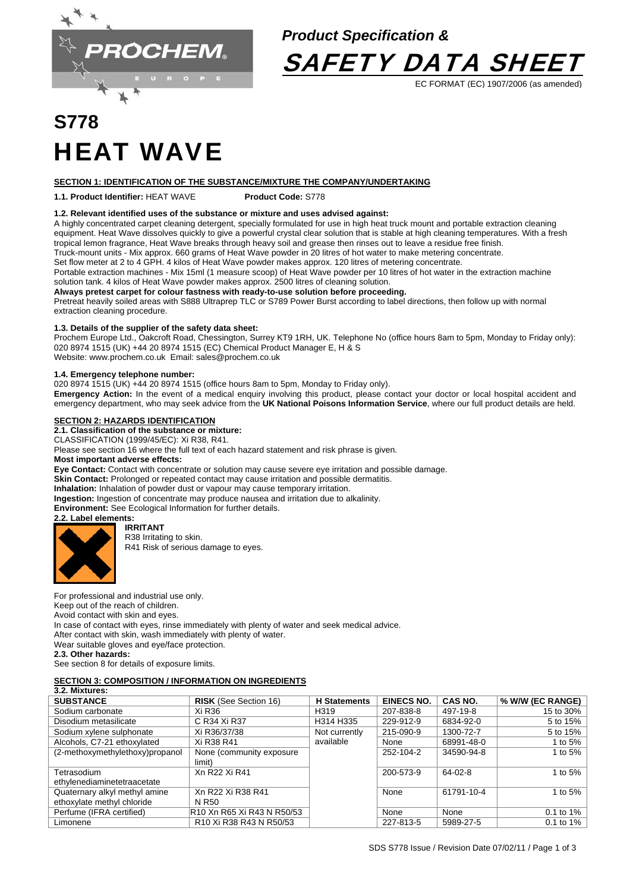*Product Specification &*

# SAFETY DATA SHEET

EC FORMAT (EC) 1907/2006 (as amended)

# S778
# HEAT WAVE

## SECTION 1: IDENTIFICATION OF THE SUBSTANCE/MIXTURE THE COMPANY/UNDERTAKING

**1.1. Product Identifier:** HEAT WAVE **Product Code:** S778

**1.2. Relevant identified uses of the substance or mixture and uses advised against:**

A highly concentrated carpet cleaning detergent, specially formulated for use in high heat truck mount and portable extraction cleaning equipment. Heat Wave dissolves quickly to give a powerful crystal clear solution that is stable at high cleaning temperatures. With a fresh tropical lemon fragrance, Heat Wave breaks through heavy soil and grease then rinses out to leave a residue free finish.

Truck-mount units - Mix approx. 660 grams of Heat Wave powder in 20 litres of hot water to make metering concentrate.

Set flow meter at 2 to 4 GPH. 4 kilos of Heat Wave powder makes approx. 120 litres of metering concentrate.

Portable extraction machines - Mix 15ml (1 measure scoop) of Heat Wave powder per 10 litres of hot water in the extraction machine solution tank. 4 kilos of Heat Wave powder makes approx. 2500 litres of cleaning solution.

**Always pretest carpet for colour fastness with ready-to-use solution before proceeding.**

Pretreat heavily soiled areas with S888 Ultraprep TLC or S789 Power Burst according to label directions, then follow up with normal extraction cleaning procedure.

**1.3. Details of the supplier of the safety data sheet:**

Prochem Europe Ltd., Oakcroft Road, Chessington, Surrey KT9 1RH, UK. Telephone No (office hours 8am to 5pm, Monday to Friday only): 020 8974 1515 (UK) +44 20 8974 1515 (EC) Chemical Product Manager E, H & S

Website: www.prochem.co.uk Email: sales@prochem.co.uk

**1.4. Emergency telephone number:**

020 8974 1515 (UK) +44 20 8974 1515 (office hours 8am to 5pm, Monday to Friday only).

**Emergency Action:** In the event of a medical enquiry involving this product, please contact your doctor or local hospital accident and emergency department, who may seek advice from the **UK National Poisons Information Service**, where our full product details are held.

## SECTION 2: HAZARDS IDENTIFICATION

**2.1. Classification of the substance or mixture:**

CLASSIFICATION (1999/45/EC): Xi R38, R41.

Please see section 16 where the full text of each hazard statement and risk phrase is given.

**Most important adverse effects:**

**Eye Contact:** Contact with concentrate or solution may cause severe eye irritation and possible damage.

**Skin Contact:** Prolonged or repeated contact may cause irritation and possible dermatitis.

**Inhalation:** Inhalation of powder dust or vapour may cause temporary irritation.

**Ingestion:** Ingestion of concentrate may produce nausea and irritation due to alkalinity.

**Environment:** See Ecological Information for further details.

**2.2. Label elements:**

**IRRITANT**

R38 Irritating to skin.

R41 Risk of serious damage to eyes.

For professional and industrial use only.

Keep out of the reach of children.

Avoid contact with skin and eyes.

In case of contact with eyes, rinse immediately with plenty of water and seek medical advice.

After contact with skin, wash immediately with plenty of water.

Wear suitable gloves and eye/face protection.

**2.3. Other hazards:**

See section 8 for details of exposure limits.

## SECTION 3: COMPOSITION / INFORMATION ON INGREDIENTS

**3.2. Mixtures:**

| SUBSTANCE | RISK (See Section 16) | H Statements | EINECS NO. | CAS NO. | % W/W (EC RANGE) |
|---|---|---|---|---|---|
| Sodium carbonate | Xi R36 | H319 | 207-838-8 | 497-19-8 | 15 to 30% |
| Disodium metasilicate | C R34 Xi R37 | H314 H335 | 229-912-9 | 6834-92-0 | 5 to 15% |
| Sodium xylene sulphonate | Xi R36/37/38 | Not currently available | 215-090-9 | 1300-72-7 | 5 to 15% |
| Alcohols, C7-21 ethoxylated | Xi R38 R41 | | None | 68991-48-0 | 1 to 5% |
| (2-methoxymethylethoxy)propanol | None (community exposure limit) | | 252-104-2 | 34590-94-8 | 1 to 5% |
| Tetrasodium ethylenediaminetetraacetate | Xn R22 Xi R41 | | 200-573-9 | 64-02-8 | 1 to 5% |
| Quaternary alkyl methyl amine ethoxylate methyl chloride | Xn R22 Xi R38 R41 N R50 | | None | 61791-10-4 | 1 to 5% |
| Perfume (IFRA certified) | R10 Xn R65 Xi R43 N R50/53 | | None | None | 0.1 to 1% |
| Limonene | R10 Xi R38 R43 N R50/53 | | 227-813-5 | 5989-27-5 | 0.1 to 1% |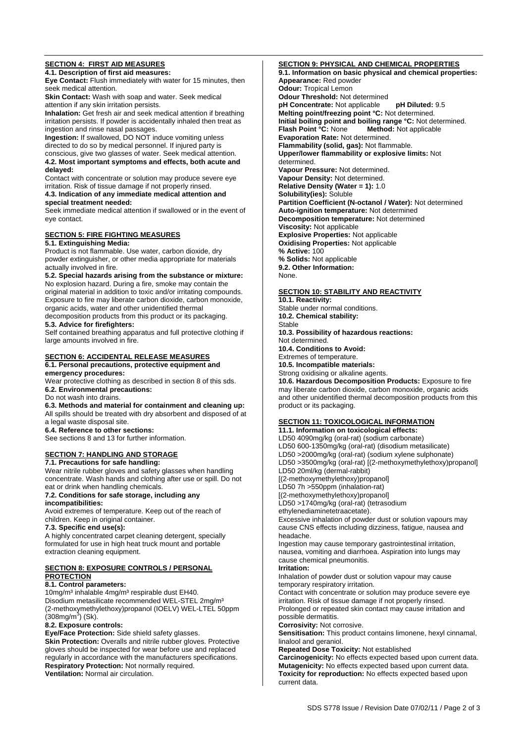## SECTION 4: FIRST AID MEASURES

**4.1. Description of first aid measures:**

**Eye Contact:** Flush immediately with water for 15 minutes, then seek medical attention.

**Skin Contact:** Wash with soap and water. Seek medical attention if any skin irritation persists.

**Inhalation:** Get fresh air and seek medical attention if breathing irritation persists. If powder is accidentally inhaled then treat as ingestion and rinse nasal passages.

**Ingestion:** If swallowed, DO NOT induce vomiting unless directed to do so by medical personnel. If injured party is conscious, give two glasses of water. Seek medical attention.

**4.2. Most important symptoms and effects, both acute and delayed:**

Contact with concentrate or solution may produce severe eye irritation. Risk of tissue damage if not properly rinsed.

**4.3. Indication of any immediate medical attention and special treatment needed:**

Seek immediate medical attention if swallowed or in the event of eye contact.

## SECTION 5: FIRE FIGHTING MEASURES

**5.1. Extinguishing Media:**

Product is not flammable. Use water, carbon dioxide, dry powder extinguisher, or other media appropriate for materials actually involved in fire.

**5.2. Special hazards arising from the substance or mixture:**

No explosion hazard. During a fire, smoke may contain the original material in addition to toxic and/or irritating compounds. Exposure to fire may liberate carbon dioxide, carbon monoxide, organic acids, water and other unidentified thermal decomposition products from this product or its packaging.

**5.3. Advice for firefighters:**

Self contained breathing apparatus and full protective clothing if large amounts involved in fire.

## SECTION 6: ACCIDENTAL RELEASE MEASURES

**6.1. Personal precautions, protective equipment and emergency procedures:**

Wear protective clothing as described in section 8 of this sds.

**6.2. Environmental precautions:**

Do not wash into drains.

**6.3. Methods and material for containment and cleaning up:**

All spills should be treated with dry absorbent and disposed of at a legal waste disposal site.

**6.4. Reference to other sections:**

See sections 8 and 13 for further information.

## SECTION 7: HANDLING AND STORAGE

**7.1. Precautions for safe handling:**

Wear nitrile rubber gloves and safety glasses when handling concentrate. Wash hands and clothing after use or spill. Do not eat or drink when handling chemicals.

**7.2. Conditions for safe storage, including any incompatibilities:**

Avoid extremes of temperature. Keep out of the reach of children. Keep in original container.

**7.3. Specific end use(s):**

A highly concentrated carpet cleaning detergent, specially formulated for use in high heat truck mount and portable extraction cleaning equipment.

## SECTION 8: EXPOSURE CONTROLS / PERSONAL PROTECTION

**8.1. Control parameters:**

10mg/m³ inhalable 4mg/m³ respirable dust EH40.
Disodium metasilicate recommended WEL-STEL 2mg/m³
(2-methoxymethylethoxy)propanol (IOELV) WEL-LTEL 50ppm (308mg/m³) (Sk).

**8.2. Exposure controls:**

**Eye/Face Protection:** Side shield safety glasses.

**Skin Protection:** Overalls and nitrile rubber gloves. Protective gloves should be inspected for wear before use and replaced regularly in accordance with the manufacturers specifications.

**Respiratory Protection:** Not normally required.

**Ventilation:** Normal air circulation.

## SECTION 9: PHYSICAL AND CHEMICAL PROPERTIES

**9.1. Information on basic physical and chemical properties:**

**Appearance:** Red powder
**Odour:** Tropical Lemon
**Odour Threshold:** Not determined
**pH Concentrate:** Not applicable **pH Diluted:** 9.5
**Melting point/freezing point °C:** Not determined.
**Initial boiling point and boiling range °C:** Not determined.
**Flash Point °C:** None **Method:** Not applicable
**Evaporation Rate:** Not determined.
**Flammability (solid, gas):** Not flammable.
**Upper/lower flammability or explosive limits:** Not determined.
**Vapour Pressure:** Not determined.
**Vapour Density:** Not determined.
**Relative Density (Water = 1):** 1.0
**Solubility(ies):** Soluble
**Partition Coefficient (N-octanol / Water):** Not determined
**Auto-ignition temperature:** Not determined
**Decomposition temperature:** Not determined
**Viscosity:** Not applicable
**Explosive Properties:** Not applicable
**Oxidising Properties:** Not applicable
**% Active:** 100
**% Solids:** Not applicable

**9.2. Other Information:**

None.

## SECTION 10: STABILITY AND REACTIVITY

**10.1. Reactivity:**

Stable under normal conditions.

**10.2. Chemical stability:**

Stable

**10.3. Possibility of hazardous reactions:**

Not determined.

**10.4. Conditions to Avoid:**

Extremes of temperature.

**10.5. Incompatible materials:**

Strong oxidising or alkaline agents.

**10.6. Hazardous Decomposition Products:** Exposure to fire may liberate carbon dioxide, carbon monoxide, organic acids and other unidentified thermal decomposition products from this product or its packaging.

## SECTION 11: TOXICOLOGICAL INFORMATION

**11.1. Information on toxicological effects:**

LD50 4090mg/kg (oral-rat) (sodium carbonate)
LD50 600-1350mg/kg (oral-rat) (disodium metasilicate)
LD50 >2000mg/kg (oral-rat) (sodium xylene sulphonate)
LD50 >3500mg/kg (oral-rat) [(2-methoxymethylethoxy)propanol]
LD50 20ml/kg (dermal-rabbit) [(2-methoxymethylethoxy)propanol]
LD50 7h >550ppm (inhalation-rat) [(2-methoxymethylethoxy)propanol]
LD50 >1740mg/kg (oral-rat) (tetrasodium ethylenediaminetetraacetate).

Excessive inhalation of powder dust or solution vapours may cause CNS effects including dizziness, fatigue, nausea and headache.

Ingestion may cause temporary gastrointestinal irritation, nausea, vomiting and diarrhoea. Aspiration into lungs may cause chemical pneumonitis.

**Irritation:**

Inhalation of powder dust or solution vapour may cause temporary respiratory irritation.

Contact with concentrate or solution may produce severe eye irritation. Risk of tissue damage if not properly rinsed.

Prolonged or repeated skin contact may cause irritation and possible dermatitis.

**Corrosivity:** Not corrosive.

**Sensitisation:** This product contains limonene, hexyl cinnamal, linalool and geraniol.

**Repeated Dose Toxicity:** Not established

**Carcinogenicity:** No effects expected based upon current data.

**Mutagenicity:** No effects expected based upon current data.

**Toxicity for reproduction:** No effects expected based upon current data.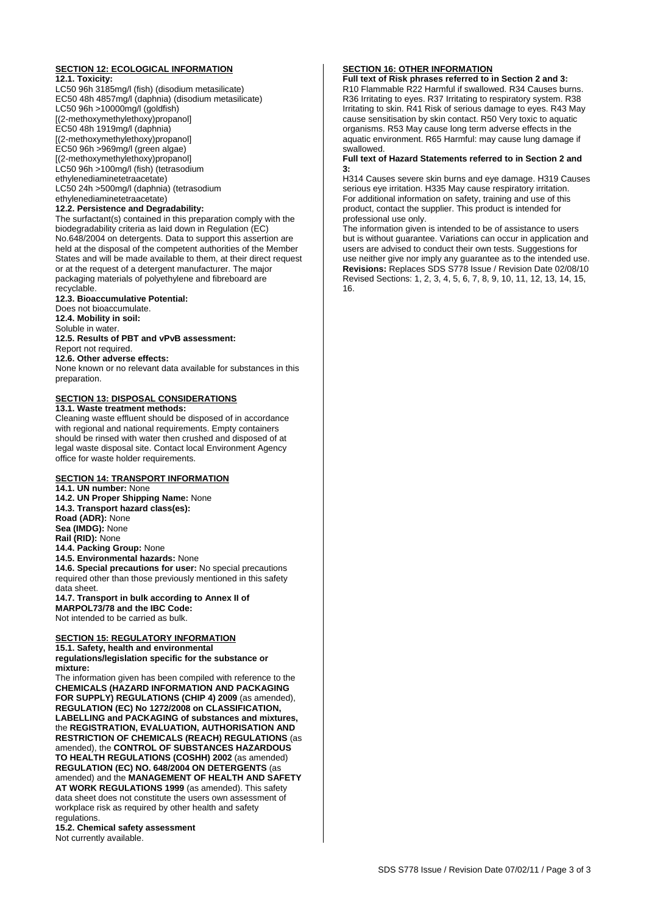## SECTION 12: ECOLOGICAL INFORMATION

**12.1. Toxicity:**

LC50 96h 3185mg/l (fish) (disodium metasilicate)
EC50 48h 4857mg/l (daphnia) (disodium metasilicate)
LC50 96h >10000mg/l (goldfish) [(2-methoxymethylethoxy)propanol]
EC50 48h 1919mg/l (daphnia) [(2-methoxymethylethoxy)propanol]
EC50 96h >969mg/l (green algae) [(2-methoxymethylethoxy)propanol]
LC50 96h >100mg/l (fish) (tetrasodium ethylenediaminetetraacetate)
LC50 24h >500mg/l (daphnia) (tetrasodium ethylenediaminetetraacetate)

**12.2. Persistence and Degradability:**

The surfactant(s) contained in this preparation comply with the biodegradability criteria as laid down in Regulation (EC) No.648/2004 on detergents. Data to support this assertion are held at the disposal of the competent authorities of the Member States and will be made available to them, at their direct request or at the request of a detergent manufacturer. The major packaging materials of polyethylene and fibreboard are recyclable.

**12.3. Bioaccumulative Potential:**

Does not bioaccumulate.

**12.4. Mobility in soil:**

Soluble in water.

**12.5. Results of PBT and vPvB assessment:**

Report not required.

**12.6. Other adverse effects:**

None known or no relevant data available for substances in this preparation.

## SECTION 13: DISPOSAL CONSIDERATIONS

**13.1. Waste treatment methods:**

Cleaning waste effluent should be disposed of in accordance with regional and national requirements. Empty containers should be rinsed with water then crushed and disposed of at legal waste disposal site. Contact local Environment Agency office for waste holder requirements.

## SECTION 14: TRANSPORT INFORMATION

**14.1. UN number:** None
**14.2. UN Proper Shipping Name:** None
**14.3. Transport hazard class(es):**
**Road (ADR):** None
**Sea (IMDG):** None
**Rail (RID):** None
**14.4. Packing Group:** None
**14.5. Environmental hazards:** None
**14.6. Special precautions for user:** No special precautions required other than those previously mentioned in this safety data sheet.
**14.7. Transport in bulk according to Annex II of MARPOL73/78 and the IBC Code:**
Not intended to be carried as bulk.

## SECTION 15: REGULATORY INFORMATION

**15.1. Safety, health and environmental regulations/legislation specific for the substance or mixture:**

The information given has been compiled with reference to the **CHEMICALS (HAZARD INFORMATION AND PACKAGING FOR SUPPLY) REGULATIONS (CHIP 4) 2009** (as amended), **REGULATION (EC) No 1272/2008 on CLASSIFICATION, LABELLING and PACKAGING of substances and mixtures,** the **REGISTRATION, EVALUATION, AUTHORISATION AND RESTRICTION OF CHEMICALS (REACH) REGULATIONS** (as amended), the **CONTROL OF SUBSTANCES HAZARDOUS TO HEALTH REGULATIONS (COSHH) 2002** (as amended) **REGULATION (EC) NO. 648/2004 ON DETERGENTS** (as amended) and the **MANAGEMENT OF HEALTH AND SAFETY AT WORK REGULATIONS 1999** (as amended). This safety data sheet does not constitute the users own assessment of workplace risk as required by other health and safety regulations.

**15.2. Chemical safety assessment**

Not currently available.

## SECTION 16: OTHER INFORMATION

**Full text of Risk phrases referred to in Section 2 and 3:**

R10 Flammable R22 Harmful if swallowed. R34 Causes burns. R36 Irritating to eyes. R37 Irritating to respiratory system. R38 Irritating to skin. R41 Risk of serious damage to eyes. R43 May cause sensitisation by skin contact. R50 Very toxic to aquatic organisms. R53 May cause long term adverse effects in the aquatic environment. R65 Harmful: may cause lung damage if swallowed.

**Full text of Hazard Statements referred to in Section 2 and 3:**

H314 Causes severe skin burns and eye damage. H319 Causes serious eye irritation. H335 May cause respiratory irritation. For additional information on safety, training and use of this product, contact the supplier. This product is intended for professional use only.

The information given is intended to be of assistance to users but is without guarantee. Variations can occur in application and users are advised to conduct their own tests. Suggestions for use neither give nor imply any guarantee as to the intended use.

**Revisions:** Replaces SDS S778 Issue / Revision Date 02/08/10 Revised Sections: 1, 2, 3, 4, 5, 6, 7, 8, 9, 10, 11, 12, 13, 14, 15, 16.